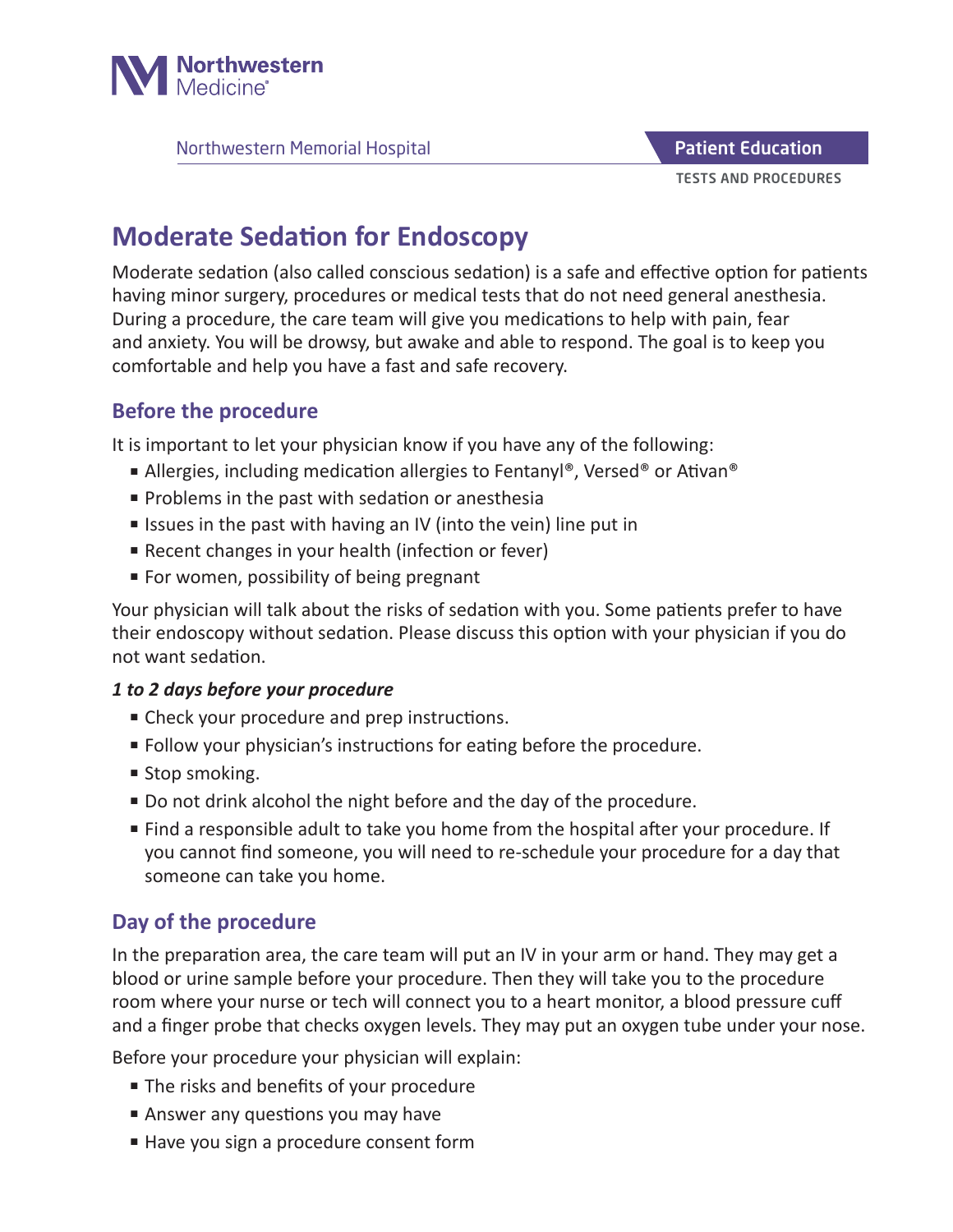Northwestern Medicine

Northwestern Memorial Hospital

**Patient Education**

TESTS AND PROCEDURES

# Moderate Sedation for Endoscopy

Moderate sedation (also called conscious sedation) is a safe and effective option for patients having minor surgery, procedures or medical tests that do not need general anesthesia. During a procedure, the care team will give you medications to help with pain, fear and anxiety. You will be drowsy, but awake and able to respond. The goal is to keep you comfortable and help you have a fast and safe recovery.

## Before the procedure

It is important to let your physician know if you have any of the following:

- Allergies, including medication allergies to Fentanyl®, Versed® or Ativan®
- Problems in the past with sedation or anesthesia
- Issues in the past with having an IV (into the vein) line put in
- Recent changes in your health (infection or fever)
- For women, possibility of being pregnant

Your physician will talk about the risks of sedation with you. Some patients prefer to have their endoscopy without sedation. Please discuss this option with your physician if you do not want sedation.

***1 to 2 days before your procedure***

- Check your procedure and prep instructions.
- Follow your physician's instructions for eating before the procedure.
- Stop smoking.
- Do not drink alcohol the night before and the day of the procedure.
- Find a responsible adult to take you home from the hospital after your procedure. If you cannot find someone, you will need to re-schedule your procedure for a day that someone can take you home.

## Day of the procedure

In the preparation area, the care team will put an IV in your arm or hand. They may get a blood or urine sample before your procedure. Then they will take you to the procedure room where your nurse or tech will connect you to a heart monitor, a blood pressure cuff and a finger probe that checks oxygen levels. They may put an oxygen tube under your nose.

Before your procedure your physician will explain:

- The risks and benefits of your procedure
- Answer any questions you may have
- Have you sign a procedure consent form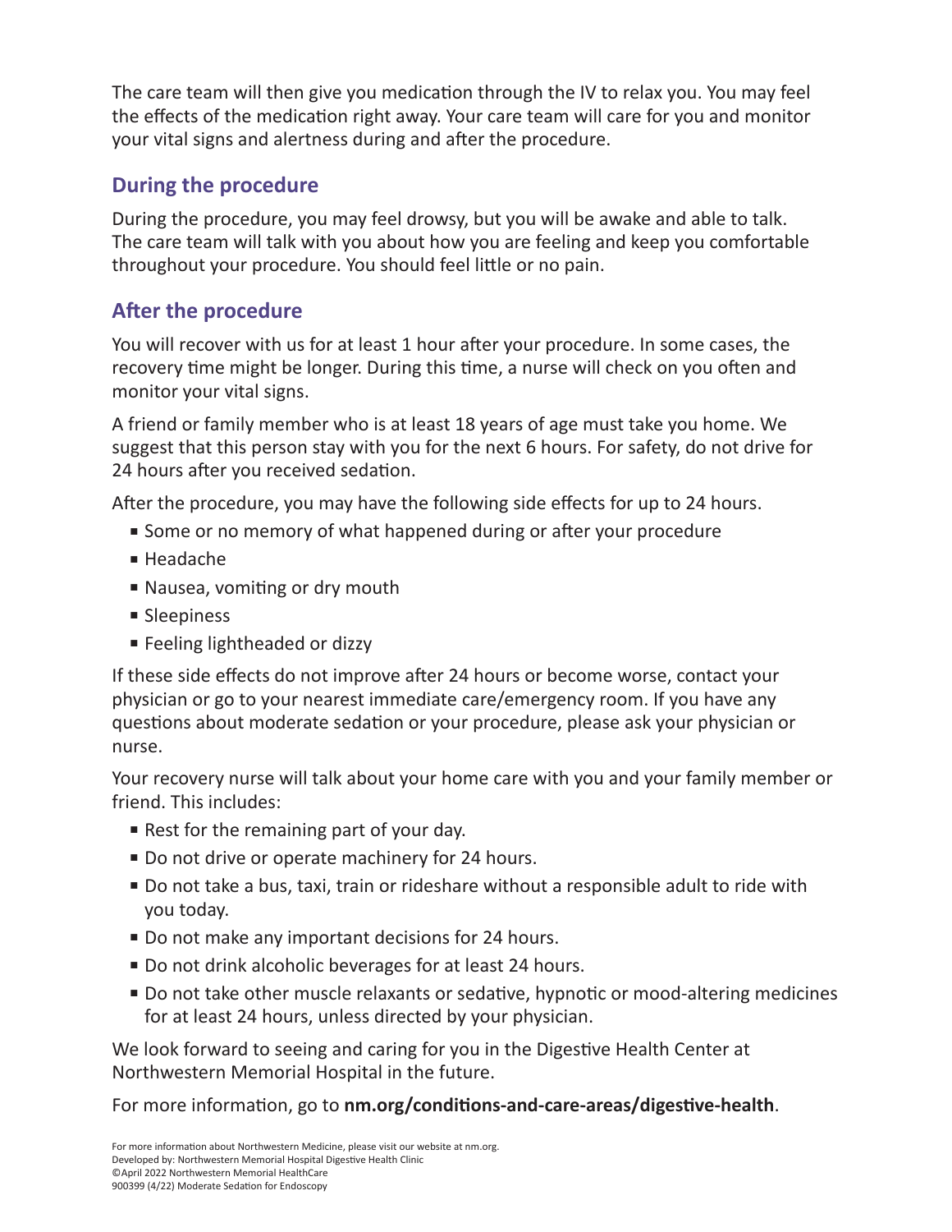The care team will then give you medication through the IV to relax you. You may feel the effects of the medication right away. Your care team will care for you and monitor your vital signs and alertness during and after the procedure.

## During the procedure

During the procedure, you may feel drowsy, but you will be awake and able to talk. The care team will talk with you about how you are feeling and keep you comfortable throughout your procedure. You should feel little or no pain.

## After the procedure

You will recover with us for at least 1 hour after your procedure. In some cases, the recovery time might be longer. During this time, a nurse will check on you often and monitor your vital signs.

A friend or family member who is at least 18 years of age must take you home. We suggest that this person stay with you for the next 6 hours. For safety, do not drive for 24 hours after you received sedation.

After the procedure, you may have the following side effects for up to 24 hours.

- Some or no memory of what happened during or after your procedure
- Headache
- Nausea, vomiting or dry mouth
- Sleepiness
- Feeling lightheaded or dizzy

If these side effects do not improve after 24 hours or become worse, contact your physician or go to your nearest immediate care/emergency room. If you have any questions about moderate sedation or your procedure, please ask your physician or nurse.

Your recovery nurse will talk about your home care with you and your family member or friend. This includes:

- Rest for the remaining part of your day.
- Do not drive or operate machinery for 24 hours.
- Do not take a bus, taxi, train or rideshare without a responsible adult to ride with you today.
- Do not make any important decisions for 24 hours.
- Do not drink alcoholic beverages for at least 24 hours.
- Do not take other muscle relaxants or sedative, hypnotic or mood-altering medicines for at least 24 hours, unless directed by your physician.

We look forward to seeing and caring for you in the Digestive Health Center at Northwestern Memorial Hospital in the future.

For more information, go to **nm.org/conditions-and-care-areas/digestive-health**.

For more information about Northwestern Medicine, please visit our website at nm.org.
Developed by: Northwestern Memorial Hospital Digestive Health Clinic
©April 2022 Northwestern Memorial HealthCare
900399 (4/22) Moderate Sedation for Endoscopy